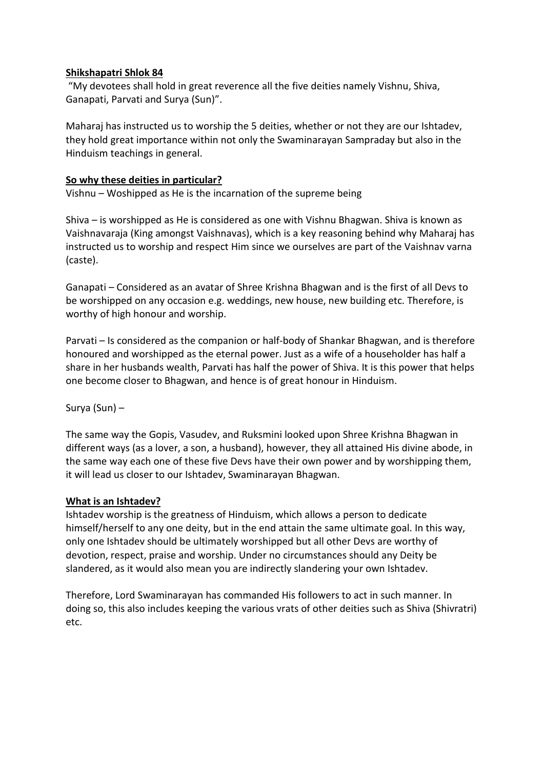**Shikshapatri Shlok 84**

"My devotees shall hold in great reverence all the five deities namely Vishnu, Shiva, Ganapati, Parvati and Surya (Sun)".

Maharaj has instructed us to worship the 5 deities, whether or not they are our Ishtadev, they hold great importance within not only the Swaminarayan Sampraday but also in the Hinduism teachings in general.

**So why these deities in particular?**

Vishnu – Woshipped as He is the incarnation of the supreme being

Shiva – is worshipped as He is considered as one with Vishnu Bhagwan. Shiva is known as Vaishnavaraja (King amongst Vaishnavas), which is a key reasoning behind why Maharaj has instructed us to worship and respect Him since we ourselves are part of the Vaishnav varna (caste).

Ganapati – Considered as an avatar of Shree Krishna Bhagwan and is the first of all Devs to be worshipped on any occasion e.g. weddings, new house, new building etc. Therefore, is worthy of high honour and worship.

Parvati – Is considered as the companion or half-body of Shankar Bhagwan, and is therefore honoured and worshipped as the eternal power. Just as a wife of a householder has half a share in her husbands wealth, Parvati has half the power of Shiva. It is this power that helps one become closer to Bhagwan, and hence is of great honour in Hinduism.

Surya (Sun) –

The same way the Gopis, Vasudev, and Ruksmini looked upon Shree Krishna Bhagwan in different ways (as a lover, a son, a husband), however, they all attained His divine abode, in the same way each one of these five Devs have their own power and by worshipping them, it will lead us closer to our Ishtadev, Swaminarayan Bhagwan.

**What is an Ishtadev?**

Ishtadev worship is the greatness of Hinduism, which allows a person to dedicate himself/herself to any one deity, but in the end attain the same ultimate goal. In this way, only one Ishtadev should be ultimately worshipped but all other Devs are worthy of devotion, respect, praise and worship. Under no circumstances should any Deity be slandered, as it would also mean you are indirectly slandering your own Ishtadev.

Therefore, Lord Swaminarayan has commanded His followers to act in such manner. In doing so, this also includes keeping the various vrats of other deities such as Shiva (Shivratri) etc.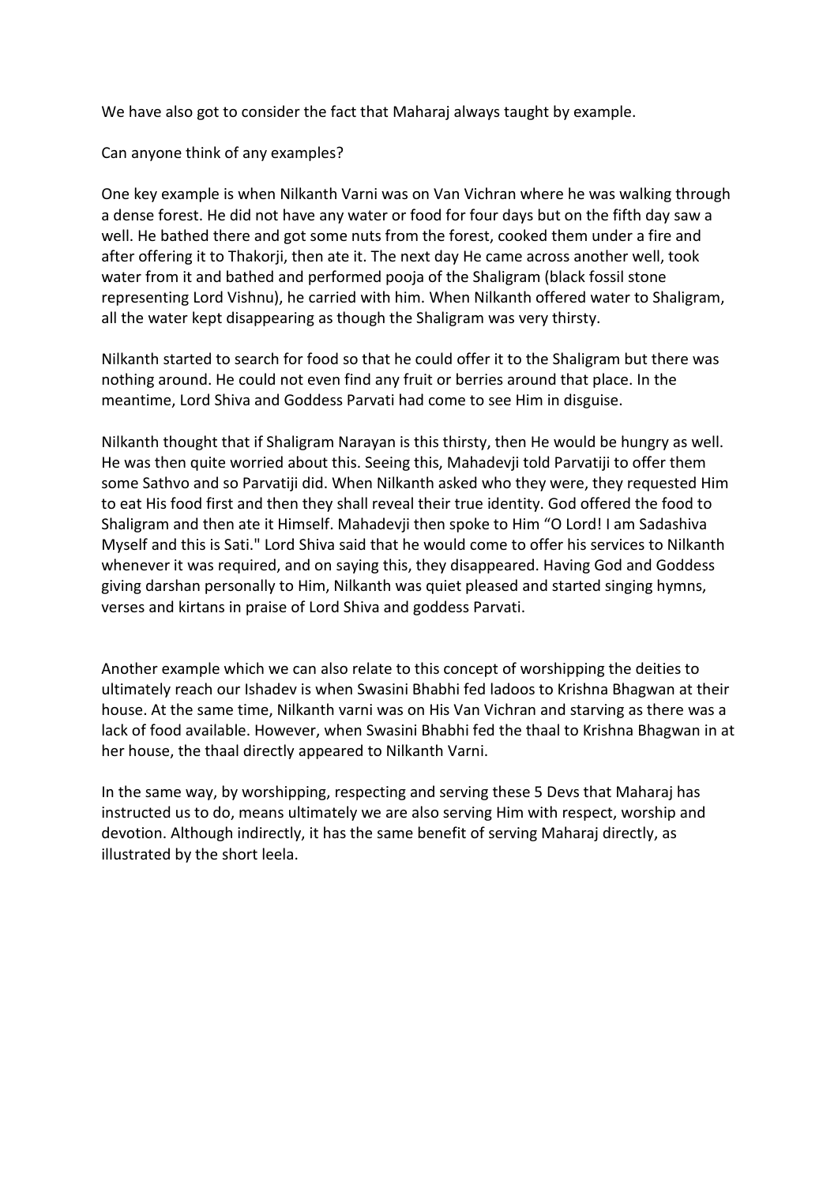We have also got to consider the fact that Maharaj always taught by example.

Can anyone think of any examples?

One key example is when Nilkanth Varni was on Van Vichran where he was walking through a dense forest. He did not have any water or food for four days but on the fifth day saw a well. He bathed there and got some nuts from the forest, cooked them under a fire and after offering it to Thakorji, then ate it. The next day He came across another well, took water from it and bathed and performed pooja of the Shaligram (black fossil stone representing Lord Vishnu), he carried with him. When Nilkanth offered water to Shaligram, all the water kept disappearing as though the Shaligram was very thirsty.

Nilkanth started to search for food so that he could offer it to the Shaligram but there was nothing around. He could not even find any fruit or berries around that place. In the meantime, Lord Shiva and Goddess Parvati had come to see Him in disguise.

Nilkanth thought that if Shaligram Narayan is this thirsty, then He would be hungry as well. He was then quite worried about this. Seeing this, Mahadevji told Parvatiji to offer them some Sathvo and so Parvatiji did. When Nilkanth asked who they were, they requested Him to eat His food first and then they shall reveal their true identity. God offered the food to Shaligram and then ate it Himself. Mahadevji then spoke to Him "O Lord! I am Sadashiva Myself and this is Sati." Lord Shiva said that he would come to offer his services to Nilkanth whenever it was required, and on saying this, they disappeared. Having God and Goddess giving darshan personally to Him, Nilkanth was quiet pleased and started singing hymns, verses and kirtans in praise of Lord Shiva and goddess Parvati.

Another example which we can also relate to this concept of worshipping the deities to ultimately reach our Ishadev is when Swasini Bhabhi fed ladoos to Krishna Bhagwan at their house. At the same time, Nilkanth varni was on His Van Vichran and starving as there was a lack of food available. However, when Swasini Bhabhi fed the thaal to Krishna Bhagwan in at her house, the thaal directly appeared to Nilkanth Varni.

In the same way, by worshipping, respecting and serving these 5 Devs that Maharaj has instructed us to do, means ultimately we are also serving Him with respect, worship and devotion. Although indirectly, it has the same benefit of serving Maharaj directly, as illustrated by the short leela.